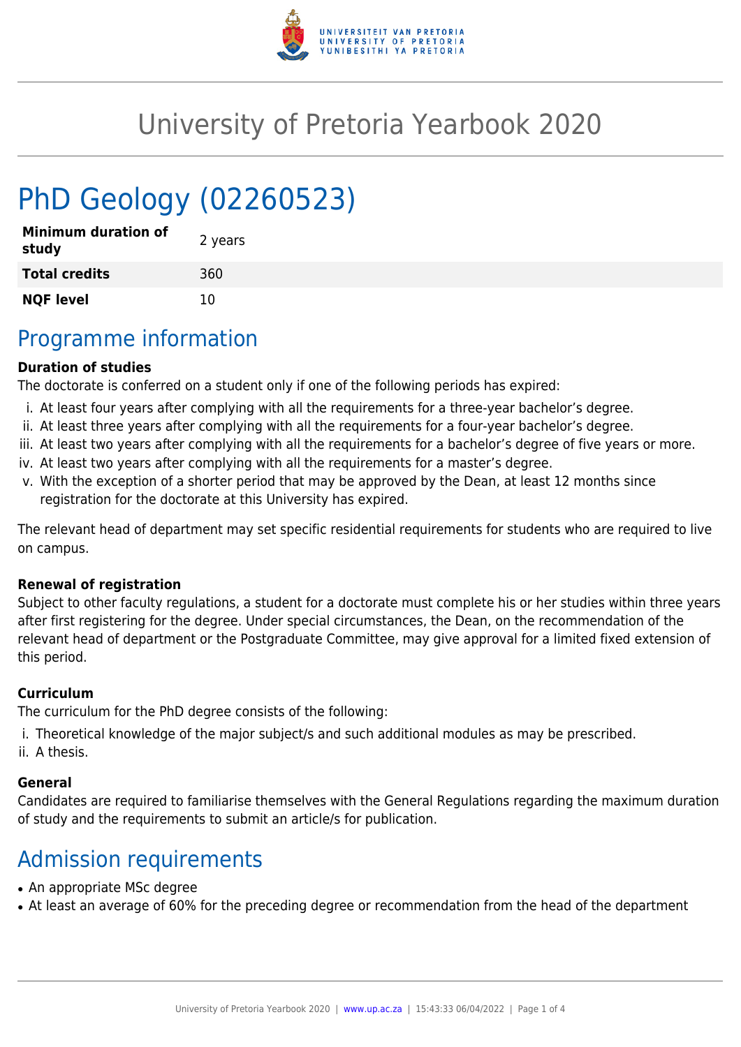# University of Pretoria Yearbook 2020

# PhD Geology (02260523)

| **Minimum duration of study** | 2 years |
|---|---|
| **Total credits** | 360 |
| **NQF level** | 10 |

## Programme information

**Duration of studies**

The doctorate is conferred on a student only if one of the following periods has expired:

i. At least four years after complying with all the requirements for a three-year bachelor's degree.
ii. At least three years after complying with all the requirements for a four-year bachelor's degree.
iii. At least two years after complying with all the requirements for a bachelor's degree of five years or more.
iv. At least two years after complying with all the requirements for a master's degree.
v. With the exception of a shorter period that may be approved by the Dean, at least 12 months since registration for the doctorate at this University has expired.

The relevant head of department may set specific residential requirements for students who are required to live on campus.

**Renewal of registration**

Subject to other faculty regulations, a student for a doctorate must complete his or her studies within three years after first registering for the degree. Under special circumstances, the Dean, on the recommendation of the relevant head of department or the Postgraduate Committee, may give approval for a limited fixed extension of this period.

**Curriculum**

The curriculum for the PhD degree consists of the following:

i. Theoretical knowledge of the major subject/s and such additional modules as may be prescribed.
ii. A thesis.

**General**

Candidates are required to familiarise themselves with the General Regulations regarding the maximum duration of study and the requirements to submit an article/s for publication.

## Admission requirements

- An appropriate MSc degree
- At least an average of 60% for the preceding degree or recommendation from the head of the department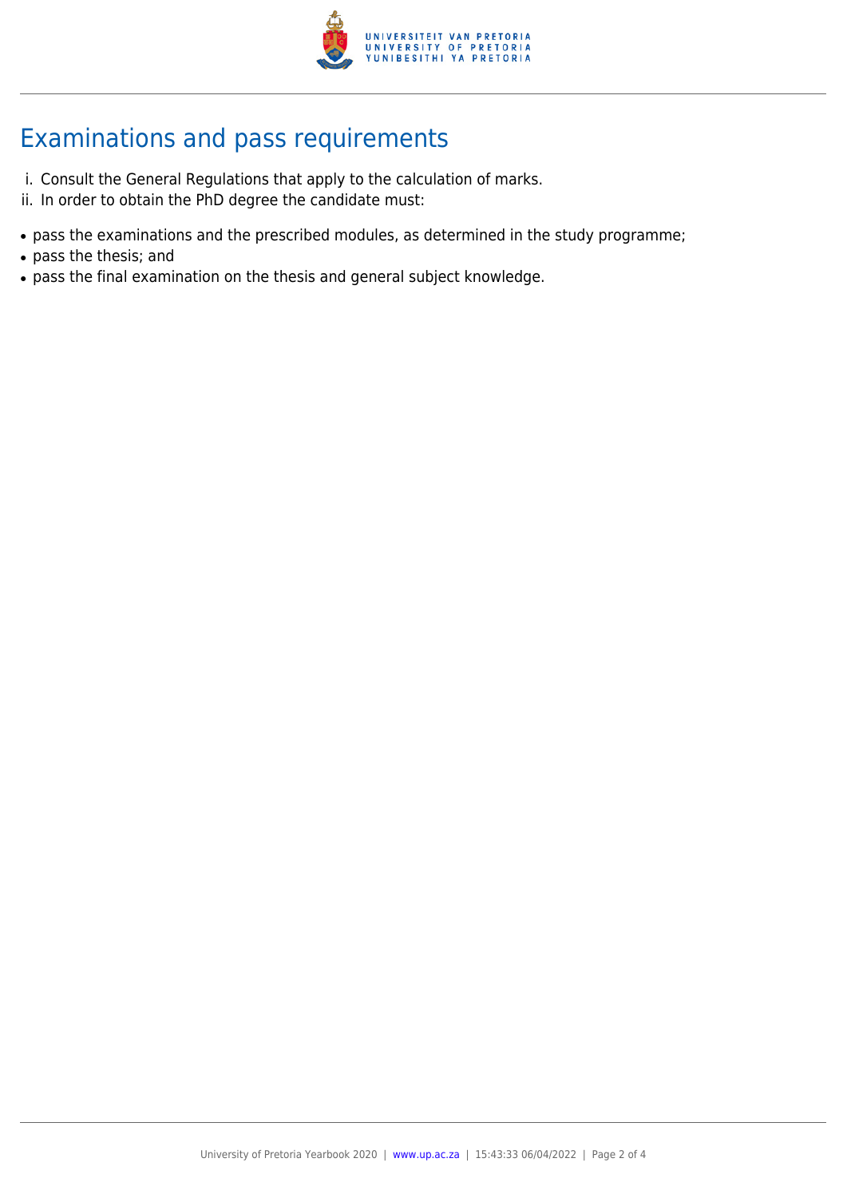## Examinations and pass requirements

i. Consult the General Regulations that apply to the calculation of marks.
ii. In order to obtain the PhD degree the candidate must:

- pass the examinations and the prescribed modules, as determined in the study programme;
- pass the thesis; and
- pass the final examination on the thesis and general subject knowledge.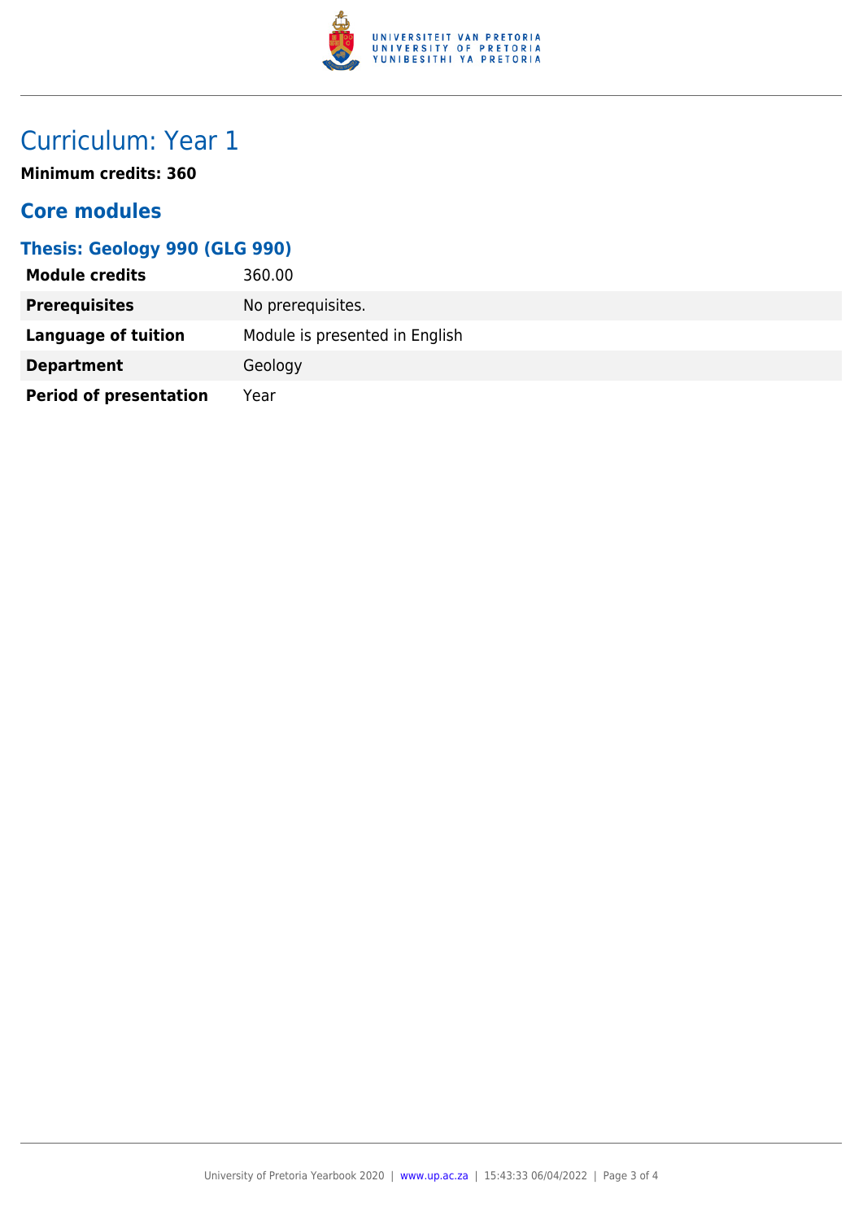# Curriculum: Year 1

**Minimum credits: 360**

## Core modules

### Thesis: Geology 990 (GLG 990)

| | |
|---|---|
| **Module credits** | 360.00 |
| **Prerequisites** | No prerequisites. |
| **Language of tuition** | Module is presented in English |
| **Department** | Geology |
| **Period of presentation** | Year |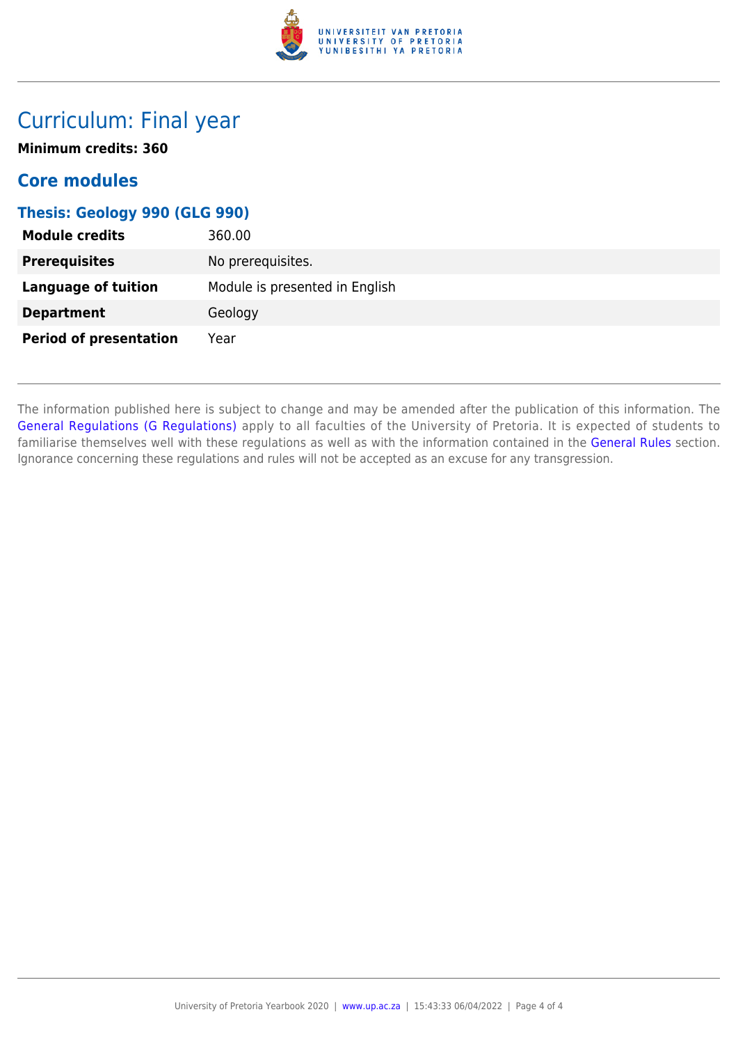# Curriculum: Final year

**Minimum credits: 360**

## Core modules

### Thesis: Geology 990 (GLG 990)

| | |
|---|---|
| **Module credits** | 360.00 |
| **Prerequisites** | No prerequisites. |
| **Language of tuition** | Module is presented in English |
| **Department** | Geology |
| **Period of presentation** | Year |

The information published here is subject to change and may be amended after the publication of this information. The General Regulations (G Regulations) apply to all faculties of the University of Pretoria. It is expected of students to familiarise themselves well with these regulations as well as with the information contained in the General Rules section. Ignorance concerning these regulations and rules will not be accepted as an excuse for any transgression.